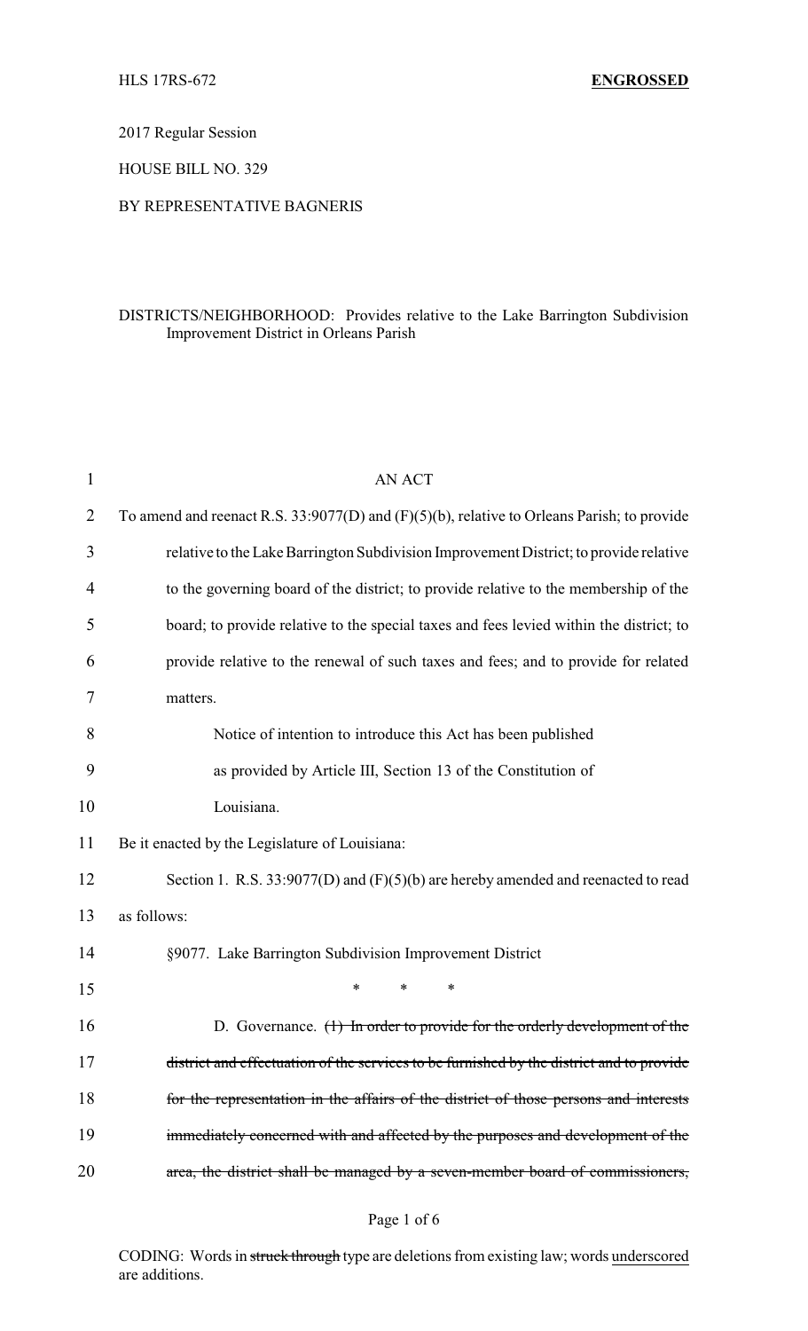HLS 17RS-672 **ENGROSSED**

2017 Regular Session

HOUSE BILL NO. 329

BY REPRESENTATIVE BAGNERIS

DISTRICTS/NEIGHBORHOOD: Provides relative to the Lake Barrington Subdivision Improvement District in Orleans Parish

AN ACT

To amend and reenact R.S. 33:9077(D) and (F)(5)(b), relative to Orleans Parish; to provide relative to the Lake Barrington Subdivision Improvement District; to provide relative to the governing board of the district; to provide relative to the membership of the board; to provide relative to the special taxes and fees levied within the district; to provide relative to the renewal of such taxes and fees; and to provide for related matters.

Notice of intention to introduce this Act has been published as provided by Article III, Section 13 of the Constitution of Louisiana.

Be it enacted by the Legislature of Louisiana:

Section 1. R.S. 33:9077(D) and (F)(5)(b) are hereby amended and reenacted to read as follows:

§9077. Lake Barrington Subdivision Improvement District

\* \* \*

D. Governance. ~~(1) In order to provide for the orderly development of the district and effectuation of the services to be furnished by the district and to provide for the representation in the affairs of the district of those persons and interests immediately concerned with and affected by the purposes and development of the area, the district shall be managed by a seven-member board of commissioners,~~

CODING: Words in ~~struck through~~ type are deletions from existing law; words underscored are additions.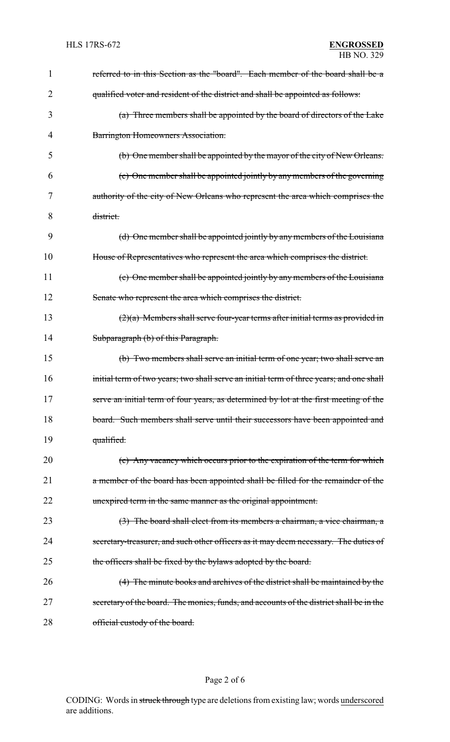~~referred to in this Section as the "board". Each member of the board shall be a qualified voter and resident of the district and shall be appointed as follows:~~

~~(a) Three members shall be appointed by the board of directors of the Lake Barrington Homeowners Association.~~

~~(b) One member shall be appointed by the mayor of the city of New Orleans.~~

~~(c) One member shall be appointed jointly by any members of the governing authority of the city of New Orleans who represent the area which comprises the district.~~

~~(d) One member shall be appointed jointly by any members of the Louisiana House of Representatives who represent the area which comprises the district.~~

~~(e) One member shall be appointed jointly by any members of the Louisiana Senate who represent the area which comprises the district.~~

~~(2)(a) Members shall serve four-year terms after initial terms as provided in Subparagraph (b) of this Paragraph.~~

~~(b) Two members shall serve an initial term of one year; two shall serve an initial term of two years; two shall serve an initial term of three years; and one shall serve an initial term of four years, as determined by lot at the first meeting of the board. Such members shall serve until their successors have been appointed and qualified.~~

~~(c) Any vacancy which occurs prior to the expiration of the term for which a member of the board has been appointed shall be filled for the remainder of the unexpired term in the same manner as the original appointment.~~

~~(3) The board shall elect from its members a chairman, a vice chairman, a secretary-treasurer, and such other officers as it may deem necessary. The duties of the officers shall be fixed by the bylaws adopted by the board.~~

~~(4) The minute books and archives of the district shall be maintained by the secretary of the board. The monies, funds, and accounts of the district shall be in the official custody of the board.~~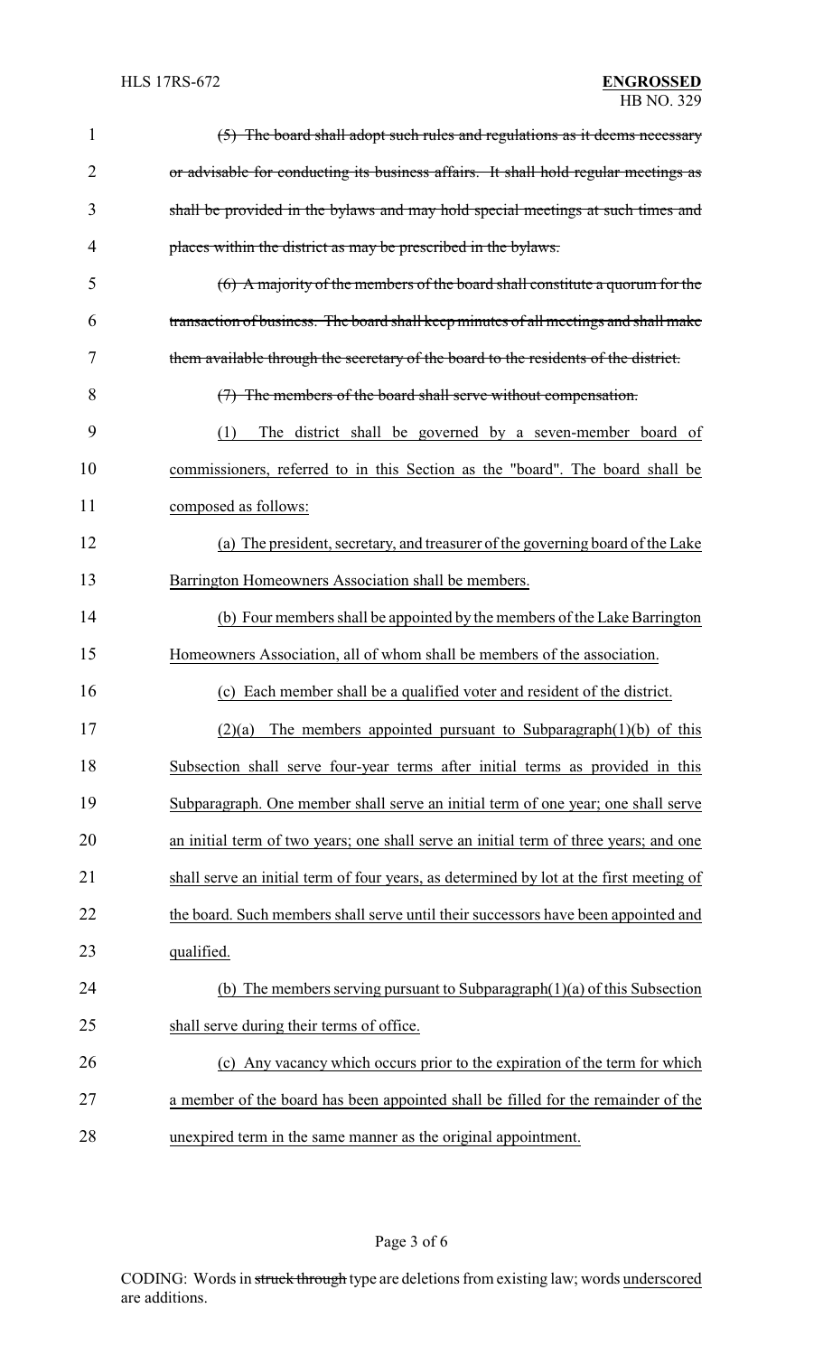~~(5) The board shall adopt such rules and regulations as it deems necessary or advisable for conducting its business affairs. It shall hold regular meetings as shall be provided in the bylaws and may hold special meetings at such times and places within the district as may be prescribed in the bylaws.~~

~~(6) A majority of the members of the board shall constitute a quorum for the transaction of business. The board shall keep minutes of all meetings and shall make them available through the secretary of the board to the residents of the district.~~

~~(7) The members of the board shall serve without compensation.~~

<u>(1) The district shall be governed by a seven-member board of commissioners, referred to in this Section as the "board". The board shall be composed as follows:</u>

<u>(a) The president, secretary, and treasurer of the governing board of the Lake Barrington Homeowners Association shall be members.</u>

<u>(b) Four members shall be appointed by the members of the Lake Barrington Homeowners Association, all of whom shall be members of the association.</u>

<u>(c) Each member shall be a qualified voter and resident of the district.</u>

<u>(2)(a) The members appointed pursuant to Subparagraph(1)(b) of this Subsection shall serve four-year terms after initial terms as provided in this Subparagraph. One member shall serve an initial term of one year; one shall serve an initial term of two years; one shall serve an initial term of three years; and one shall serve an initial term of four years, as determined by lot at the first meeting of the board. Such members shall serve until their successors have been appointed and qualified.</u>

<u>(b) The members serving pursuant to Subparagraph(1)(a) of this Subsection shall serve during their terms of office.</u>

<u>(c) Any vacancy which occurs prior to the expiration of the term for which a member of the board has been appointed shall be filled for the remainder of the unexpired term in the same manner as the original appointment.</u>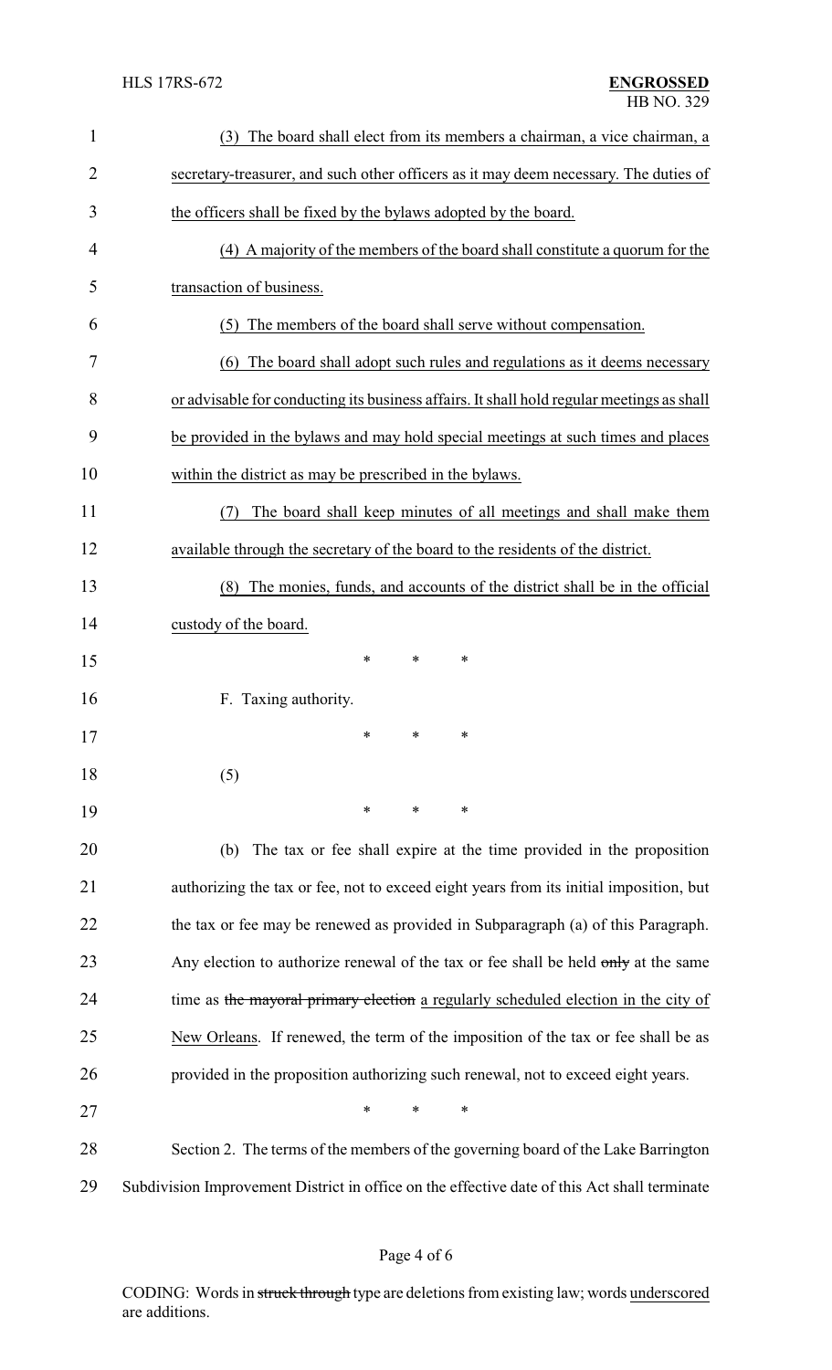(3) The board shall elect from its members a chairman, a vice chairman, a secretary-treasurer, and such other officers as it may deem necessary. The duties of the officers shall be fixed by the bylaws adopted by the board.

(4) A majority of the members of the board shall constitute a quorum for the transaction of business.

(5) The members of the board shall serve without compensation.

(6) The board shall adopt such rules and regulations as it deems necessary or advisable for conducting its business affairs. It shall hold regular meetings as shall be provided in the bylaws and may hold special meetings at such times and places within the district as may be prescribed in the bylaws.

(7) The board shall keep minutes of all meetings and shall make them available through the secretary of the board to the residents of the district.

(8) The monies, funds, and accounts of the district shall be in the official custody of the board.

\* \* \*

F. Taxing authority.

\* \* \*

(5)

\* \* \*

(b) The tax or fee shall expire at the time provided in the proposition authorizing the tax or fee, not to exceed eight years from its initial imposition, but the tax or fee may be renewed as provided in Subparagraph (a) of this Paragraph. Any election to authorize renewal of the tax or fee shall be held ~~only~~ at the same time as ~~the mayoral primary election~~ a regularly scheduled election in the city of New Orleans. If renewed, the term of the imposition of the tax or fee shall be as provided in the proposition authorizing such renewal, not to exceed eight years.

\* \* \*

Section 2. The terms of the members of the governing board of the Lake Barrington Subdivision Improvement District in office on the effective date of this Act shall terminate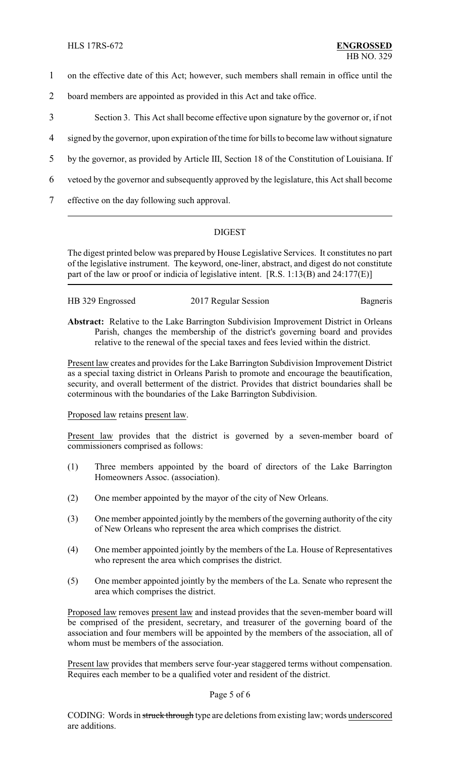1 on the effective date of this Act; however, such members shall remain in office until the
2 board members are appointed as provided in this Act and take office.

3 Section 3. This Act shall become effective upon signature by the governor or, if not
4 signed by the governor, upon expiration of the time for bills to become law without signature
5 by the governor, as provided by Article III, Section 18 of the Constitution of Louisiana. If
6 vetoed by the governor and subsequently approved by the legislature, this Act shall become
7 effective on the day following such approval.

---

## DIGEST

The digest printed below was prepared by House Legislative Services. It constitutes no part of the legislative instrument. The keyword, one-liner, abstract, and digest do not constitute part of the law or proof or indicia of legislative intent. [R.S. 1:13(B) and 24:177(E)]

| HB 329 Engrossed | 2017 Regular Session | Bagneris |
|---|---|---|

**Abstract:** Relative to the Lake Barrington Subdivision Improvement District in Orleans Parish, changes the membership of the district's governing board and provides relative to the renewal of the special taxes and fees levied within the district.

Present law creates and provides for the Lake Barrington Subdivision Improvement District as a special taxing district in Orleans Parish to promote and encourage the beautification, security, and overall betterment of the district. Provides that district boundaries shall be coterminous with the boundaries of the Lake Barrington Subdivision.

Proposed law retains present law.

Present law provides that the district is governed by a seven-member board of commissioners comprised as follows:

(1) Three members appointed by the board of directors of the Lake Barrington Homeowners Assoc. (association).

(2) One member appointed by the mayor of the city of New Orleans.

(3) One member appointed jointly by the members of the governing authority of the city of New Orleans who represent the area which comprises the district.

(4) One member appointed jointly by the members of the La. House of Representatives who represent the area which comprises the district.

(5) One member appointed jointly by the members of the La. Senate who represent the area which comprises the district.

Proposed law removes present law and instead provides that the seven-member board will be comprised of the president, secretary, and treasurer of the governing board of the association and four members will be appointed by the members of the association, all of whom must be members of the association.

Present law provides that members serve four-year staggered terms without compensation. Requires each member to be a qualified voter and resident of the district.

CODING: Words in ~~struck through~~ type are deletions from existing law; words underscored are additions.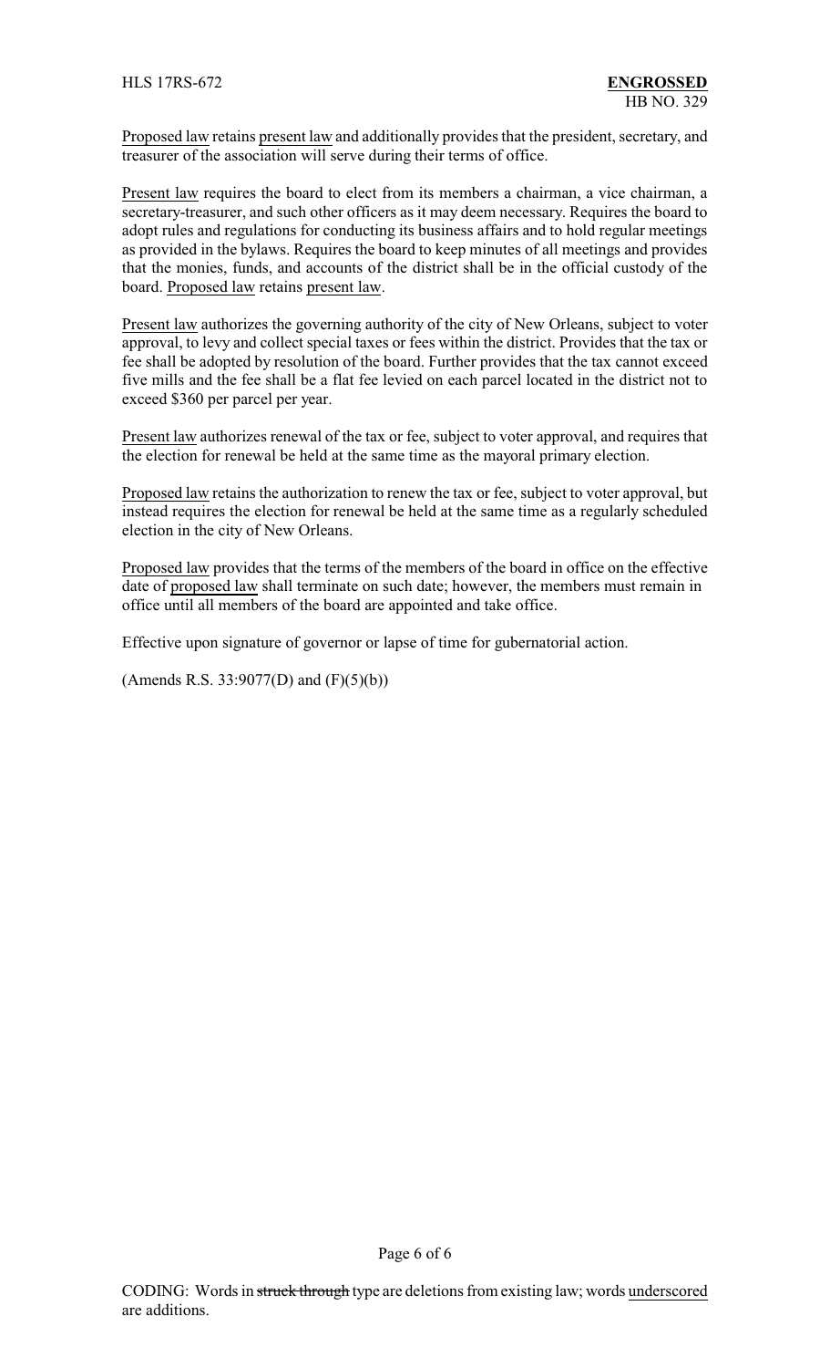Proposed law retains present law and additionally provides that the president, secretary, and treasurer of the association will serve during their terms of office.

Present law requires the board to elect from its members a chairman, a vice chairman, a secretary-treasurer, and such other officers as it may deem necessary. Requires the board to adopt rules and regulations for conducting its business affairs and to hold regular meetings as provided in the bylaws. Requires the board to keep minutes of all meetings and provides that the monies, funds, and accounts of the district shall be in the official custody of the board. Proposed law retains present law.

Present law authorizes the governing authority of the city of New Orleans, subject to voter approval, to levy and collect special taxes or fees within the district. Provides that the tax or fee shall be adopted by resolution of the board. Further provides that the tax cannot exceed five mills and the fee shall be a flat fee levied on each parcel located in the district not to exceed $360 per parcel per year.

Present law authorizes renewal of the tax or fee, subject to voter approval, and requires that the election for renewal be held at the same time as the mayoral primary election.

Proposed law retains the authorization to renew the tax or fee, subject to voter approval, but instead requires the election for renewal be held at the same time as a regularly scheduled election in the city of New Orleans.

Proposed law provides that the terms of the members of the board in office on the effective date of proposed law shall terminate on such date; however, the members must remain in office until all members of the board are appointed and take office.

Effective upon signature of governor or lapse of time for gubernatorial action.

(Amends R.S. 33:9077(D) and (F)(5)(b))